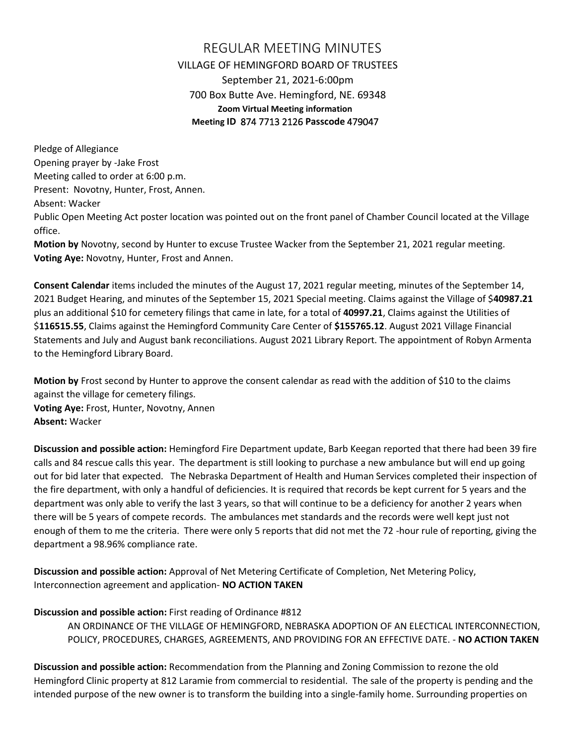# REGULAR MEETING MINUTES

## VILLAGE OF HEMINGFORD BOARD OF TRUSTEES

September 21, 2021-6:00pm

700 Box Butte Ave. Hemingford, NE. 69348

**Zoom Virtual Meeting information**

**Meeting ID** 874 7713 2126 **Passcode** 479047

Pledge of Allegiance

Opening prayer by -Jake Frost

Meeting called to order at 6:00 p.m.

Present: Novotny, Hunter, Frost, Annen.

Absent: Wacker

Public Open Meeting Act poster location was pointed out on the front panel of Chamber Council located at the Village office.

**Motion by** Novotny, second by Hunter to excuse Trustee Wacker from the September 21, 2021 regular meeting.
**Voting Aye:** Novotny, Hunter, Frost and Annen.

**Consent Calendar** items included the minutes of the August 17, 2021 regular meeting, minutes of the September 14, 2021 Budget Hearing, and minutes of the September 15, 2021 Special meeting. Claims against the Village of $**40987.21** plus an additional $10 for cemetery filings that came in late, for a total of **40997.21**, Claims against the Utilities of $**116515.55**, Claims against the Hemingford Community Care Center of **$155765.12**. August 2021 Village Financial Statements and July and August bank reconciliations. August 2021 Library Report. The appointment of Robyn Armenta to the Hemingford Library Board.

**Motion by** Frost second by Hunter to approve the consent calendar as read with the addition of $10 to the claims against the village for cemetery filings.
**Voting Aye:** Frost, Hunter, Novotny, Annen
**Absent:** Wacker

**Discussion and possible action:** Hemingford Fire Department update, Barb Keegan reported that there had been 39 fire calls and 84 rescue calls this year. The department is still looking to purchase a new ambulance but will end up going out for bid later that expected. The Nebraska Department of Health and Human Services completed their inspection of the fire department, with only a handful of deficiencies. It is required that records be kept current for 5 years and the department was only able to verify the last 3 years, so that will continue to be a deficiency for another 2 years when there will be 5 years of compete records. The ambulances met standards and the records were well kept just not enough of them to me the criteria. There were only 5 reports that did not met the 72 -hour rule of reporting, giving the department a 98.96% compliance rate.

**Discussion and possible action:** Approval of Net Metering Certificate of Completion, Net Metering Policy, Interconnection agreement and application- **NO ACTION TAKEN**

**Discussion and possible action:** First reading of Ordinance #812

> AN ORDINANCE OF THE VILLAGE OF HEMINGFORD, NEBRASKA ADOPTION OF AN ELECTICAL INTERCONNECTION, POLICY, PROCEDURES, CHARGES, AGREEMENTS, AND PROVIDING FOR AN EFFECTIVE DATE. - **NO ACTION TAKEN**

**Discussion and possible action:** Recommendation from the Planning and Zoning Commission to rezone the old Hemingford Clinic property at 812 Laramie from commercial to residential. The sale of the property is pending and the intended purpose of the new owner is to transform the building into a single-family home. Surrounding properties on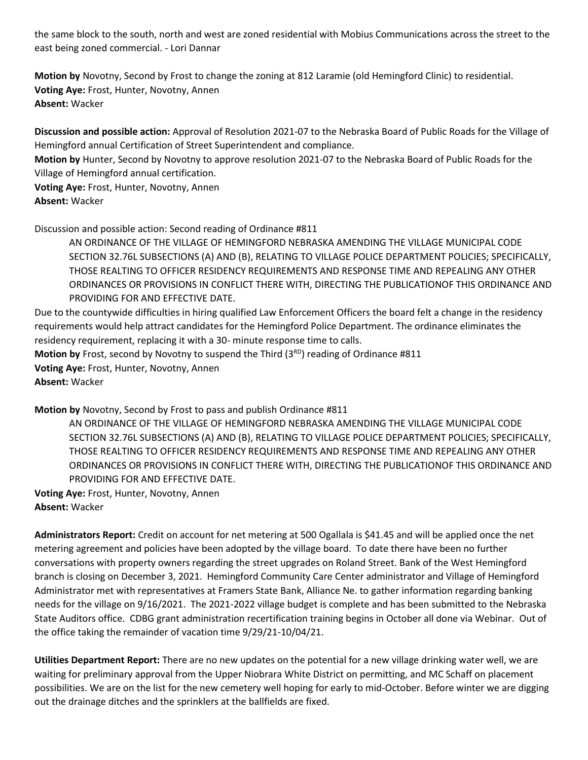the same block to the south, north and west are zoned residential with Mobius Communications across the street to the east being zoned commercial. - Lori Dannar

**Motion by** Novotny, Second by Frost to change the zoning at 812 Laramie (old Hemingford Clinic) to residential.
**Voting Aye:** Frost, Hunter, Novotny, Annen
**Absent:** Wacker

**Discussion and possible action:** Approval of Resolution 2021-07 to the Nebraska Board of Public Roads for the Village of Hemingford annual Certification of Street Superintendent and compliance.
**Motion by** Hunter, Second by Novotny to approve resolution 2021-07 to the Nebraska Board of Public Roads for the Village of Hemingford annual certification.
**Voting Aye:** Frost, Hunter, Novotny, Annen
**Absent:** Wacker

Discussion and possible action: Second reading of Ordinance #811

> AN ORDINANCE OF THE VILLAGE OF HEMINGFORD NEBRASKA AMENDING THE VILLAGE MUNICIPAL CODE SECTION 32.76L SUBSECTIONS (A) AND (B), RELATING TO VILLAGE POLICE DEPARTMENT POLICIES; SPECIFICALLY, THOSE REALTING TO OFFICER RESIDENCY REQUIREMENTS AND RESPONSE TIME AND REPEALING ANY OTHER ORDINANCES OR PROVISIONS IN CONFLICT THERE WITH, DIRECTING THE PUBLICATIONOF THIS ORDINANCE AND PROVIDING FOR AND EFFECTIVE DATE.

Due to the countywide difficulties in hiring qualified Law Enforcement Officers the board felt a change in the residency requirements would help attract candidates for the Hemingford Police Department. The ordinance eliminates the residency requirement, replacing it with a 30- minute response time to calls.
**Motion by** Frost, second by Novotny to suspend the Third (3RD) reading of Ordinance #811
**Voting Aye:** Frost, Hunter, Novotny, Annen
**Absent:** Wacker

**Motion by** Novotny, Second by Frost to pass and publish Ordinance #811

> AN ORDINANCE OF THE VILLAGE OF HEMINGFORD NEBRASKA AMENDING THE VILLAGE MUNICIPAL CODE SECTION 32.76L SUBSECTIONS (A) AND (B), RELATING TO VILLAGE POLICE DEPARTMENT POLICIES; SPECIFICALLY, THOSE REALTING TO OFFICER RESIDENCY REQUIREMENTS AND RESPONSE TIME AND REPEALING ANY OTHER ORDINANCES OR PROVISIONS IN CONFLICT THERE WITH, DIRECTING THE PUBLICATIONOF THIS ORDINANCE AND PROVIDING FOR AND EFFECTIVE DATE.

**Voting Aye:** Frost, Hunter, Novotny, Annen
**Absent:** Wacker

**Administrators Report:** Credit on account for net metering at 500 Ogallala is $41.45 and will be applied once the net metering agreement and policies have been adopted by the village board. To date there have been no further conversations with property owners regarding the street upgrades on Roland Street. Bank of the West Hemingford branch is closing on December 3, 2021. Hemingford Community Care Center administrator and Village of Hemingford Administrator met with representatives at Framers State Bank, Alliance Ne. to gather information regarding banking needs for the village on 9/16/2021. The 2021-2022 village budget is complete and has been submitted to the Nebraska State Auditors office. CDBG grant administration recertification training begins in October all done via Webinar. Out of the office taking the remainder of vacation time 9/29/21-10/04/21.

**Utilities Department Report:** There are no new updates on the potential for a new village drinking water well, we are waiting for preliminary approval from the Upper Niobrara White District on permitting, and MC Schaff on placement possibilities. We are on the list for the new cemetery well hoping for early to mid-October. Before winter we are digging out the drainage ditches and the sprinklers at the ballfields are fixed.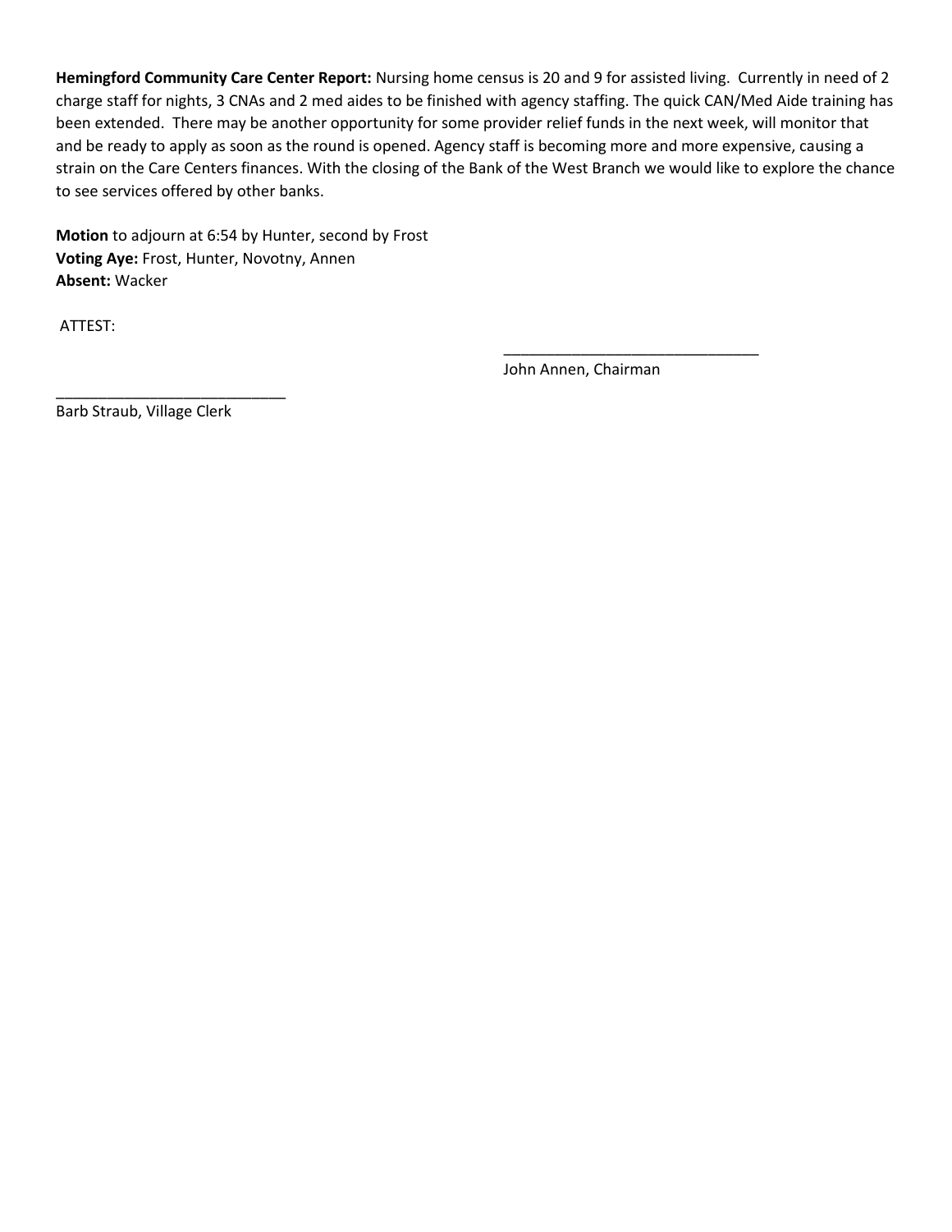**Hemingford Community Care Center Report:** Nursing home census is 20 and 9 for assisted living. Currently in need of 2 charge staff for nights, 3 CNAs and 2 med aides to be finished with agency staffing. The quick CAN/Med Aide training has been extended. There may be another opportunity for some provider relief funds in the next week, will monitor that and be ready to apply as soon as the round is opened. Agency staff is becoming more and more expensive, causing a strain on the Care Centers finances. With the closing of the Bank of the West Branch we would like to explore the chance to see services offered by other banks.

**Motion** to adjourn at 6:54 by Hunter, second by Frost
**Voting Aye:** Frost, Hunter, Novotny, Annen
**Absent:** Wacker

ATTEST:

_______________________________
John Annen, Chairman

___________________________
Barb Straub, Village Clerk